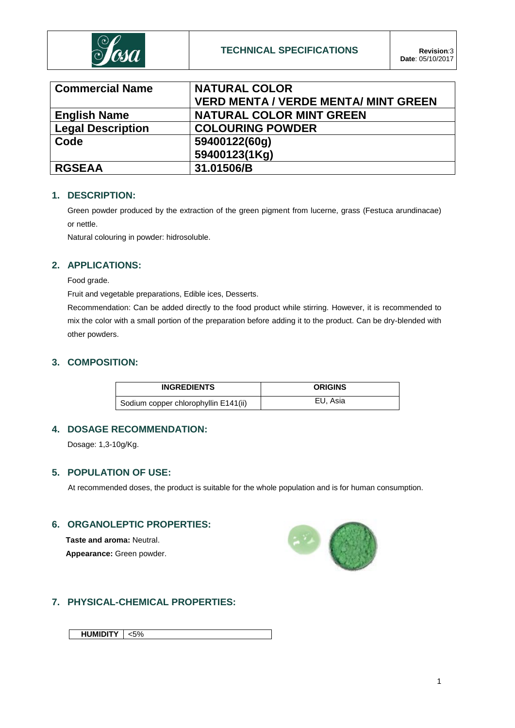| | TECHNICAL SPECIFICATIONS | **Revision**:3<br>**Date**: 05/10/2017 |
|---|---|---|

| **Commercial Name** | **NATURAL COLOR**<br>**VERD MENTA / VERDE MENTA/ MINT GREEN** |
|---|---|
| **English Name** | **NATURAL COLOR MINT GREEN** |
| **Legal Description** | **COLOURING POWDER** |
| **Code** | **59400122(60g)**<br>**59400123(1Kg)** |
| **RGSEAA** | **31.01506/B** |

## 1. DESCRIPTION:

Green powder produced by the extraction of the green pigment from lucerne, grass (Festuca arundinacae) or nettle.

Natural colouring in powder: hidrosoluble.

## 2. APPLICATIONS:

Food grade.

Fruit and vegetable preparations, Edible ices, Desserts.

Recommendation: Can be added directly to the food product while stirring. However, it is recommended to mix the color with a small portion of the preparation before adding it to the product. Can be dry-blended with other powders.

## 3. COMPOSITION:

| INGREDIENTS | ORIGINS |
|---|---|
| Sodium copper chlorophyllin E141(ii) | EU, Asia |

## 4. DOSAGE RECOMMENDATION:

Dosage: 1,3-10g/Kg.

## 5. POPULATION OF USE:

At recommended doses, the product is suitable for the whole population and is for human consumption.

## 6. ORGANOLEPTIC PROPERTIES:

**Taste and aroma:** Neutral.

**Appearance:** Green powder.

## 7. PHYSICAL-CHEMICAL PROPERTIES:

| **HUMIDITY** | <5% |
|---|---|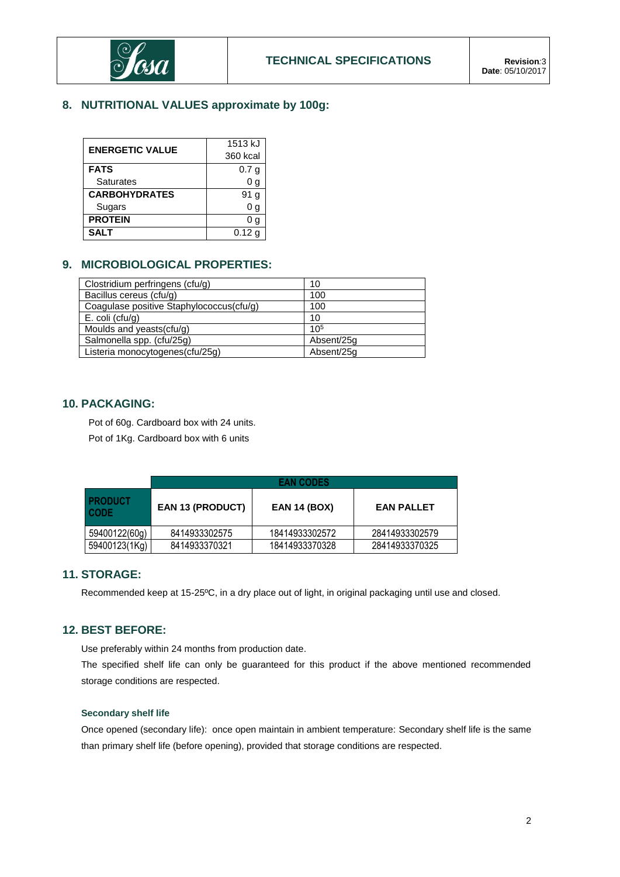## 8. NUTRITIONAL VALUES approximate by 100g:

| | |
|---|---|
| **ENERGETIC VALUE** | 1513 kJ<br>360 kcal |
| **FATS** | 0.7 g |
| Saturates | 0 g |
| **CARBOHYDRATES** | 91 g |
| Sugars | 0 g |
| **PROTEIN** | 0 g |
| **SALT** | 0.12 g |

## 9. MICROBIOLOGICAL PROPERTIES:

| | |
|---|---|
| Clostridium perfringens (cfu/g) | 10 |
| Bacillus cereus (cfu/g) | 100 |
| Coagulase positive Staphylococcus(cfu/g) | 100 |
| E. coli (cfu/g) | 10 |
| Moulds and yeasts(cfu/g) | $10^5$ |
| Salmonella spp. (cfu/25g) | Absent/25g |
| Listeria monocytogenes(cfu/25g) | Absent/25g |

## 10. PACKAGING:

Pot of 60g. Cardboard box with 24 units.

Pot of 1Kg. Cardboard box with 6 units

| | EAN CODES | | |
|---|---|---|---|
| **PRODUCT CODE** | **EAN 13 (PRODUCT)** | **EAN 14 (BOX)** | **EAN PALLET** |
| 59400122(60g) | 8414933302575 | 18414933302572 | 28414933302579 |
| 59400123(1Kg) | 8414933370321 | 18414933370328 | 28414933370325 |

## 11. STORAGE:

Recommended keep at 15-25ºC, in a dry place out of light, in original packaging until use and closed.

## 12. BEST BEFORE:

Use preferably within 24 months from production date.

The specified shelf life can only be guaranteed for this product if the above mentioned recommended storage conditions are respected.

#### Secondary shelf life

Once opened (secondary life): once open maintain in ambient temperature: Secondary shelf life is the same than primary shelf life (before opening), provided that storage conditions are respected.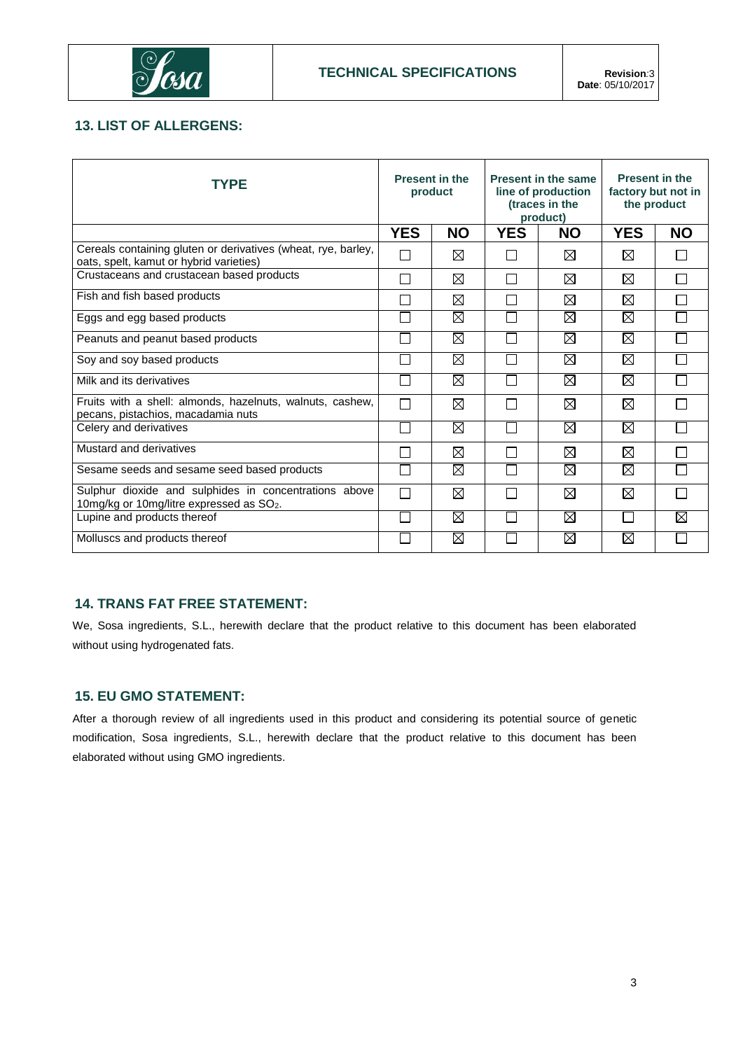## 13. LIST OF ALLERGENS:

| TYPE | Present in the product | | Present in the same line of production (traces in the product) | | Present in the factory but not in the product | |
|---|---|---|---|---|---|---|
| | YES | NO | YES | NO | YES | NO |
| Cereals containing gluten or derivatives (wheat, rye, barley, oats, spelt, kamut or hybrid varieties) | ☐ | ☒ | ☐ | ☒ | ☒ | ☐ |
| Crustaceans and crustacean based products | ☐ | ☒ | ☐ | ☒ | ☒ | ☐ |
| Fish and fish based products | ☐ | ☒ | ☐ | ☒ | ☒ | ☐ |
| Eggs and egg based products | ☐ | ☒ | ☐ | ☒ | ☒ | ☐ |
| Peanuts and peanut based products | ☐ | ☒ | ☐ | ☒ | ☒ | ☐ |
| Soy and soy based products | ☐ | ☒ | ☐ | ☒ | ☒ | ☐ |
| Milk and its derivatives | ☐ | ☒ | ☐ | ☒ | ☒ | ☐ |
| Fruits with a shell: almonds, hazelnuts, walnuts, cashew, pecans, pistachios, macadamia nuts | ☐ | ☒ | ☐ | ☒ | ☒ | ☐ |
| Celery and derivatives | ☐ | ☒ | ☐ | ☒ | ☒ | ☐ |
| Mustard and derivatives | ☐ | ☒ | ☐ | ☒ | ☒ | ☐ |
| Sesame seeds and sesame seed based products | ☐ | ☒ | ☐ | ☒ | ☒ | ☐ |
| Sulphur dioxide and sulphides in concentrations above 10mg/kg or 10mg/litre expressed as $SO_2$. | ☐ | ☒ | ☐ | ☒ | ☒ | ☐ |
| Lupine and products thereof | ☐ | ☒ | ☐ | ☒ | ☐ | ☒ |
| Molluscs and products thereof | ☐ | ☒ | ☐ | ☒ | ☒ | ☐ |

## 14. TRANS FAT FREE STATEMENT:

We, Sosa ingredients, S.L., herewith declare that the product relative to this document has been elaborated without using hydrogenated fats.

## 15. EU GMO STATEMENT:

After a thorough review of all ingredients used in this product and considering its potential source of genetic modification, Sosa ingredients, S.L., herewith declare that the product relative to this document has been elaborated without using GMO ingredients.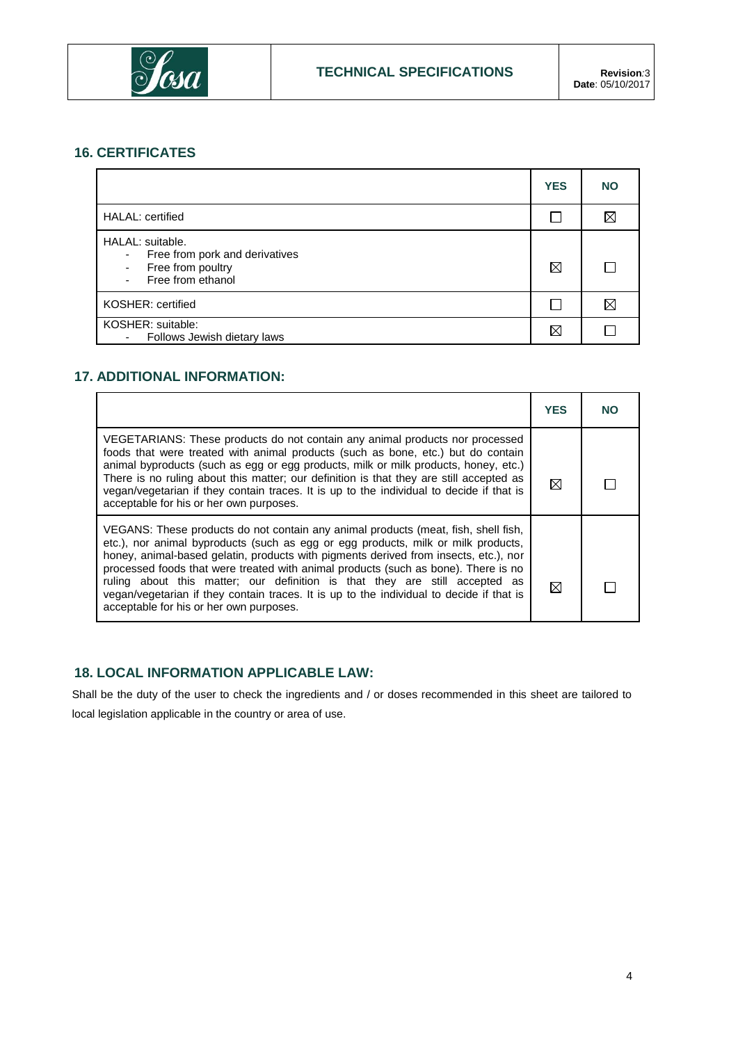## 16. CERTIFICATES

| | YES | NO |
|---|---|---|
| HALAL: certified | ☐ | ☒ |
| HALAL: suitable.<br>- Free from pork and derivatives<br>- Free from poultry<br>- Free from ethanol | ☒ | ☐ |
| KOSHER: certified | ☐ | ☒ |
| KOSHER: suitable:<br>- Follows Jewish dietary laws | ☒ | ☐ |

## 17. ADDITIONAL INFORMATION:

| | YES | NO |
|---|---|---|
| VEGETARIANS: These products do not contain any animal products nor processed foods that were treated with animal products (such as bone, etc.) but do contain animal byproducts (such as egg or egg products, milk or milk products, honey, etc.) There is no ruling about this matter; our definition is that they are still accepted as vegan/vegetarian if they contain traces. It is up to the individual to decide if that is acceptable for his or her own purposes. | ☒ | ☐ |
| VEGANS: These products do not contain any animal products (meat, fish, shell fish, etc.), nor animal byproducts (such as egg or egg products, milk or milk products, honey, animal-based gelatin, products with pigments derived from insects, etc.), nor processed foods that were treated with animal products (such as bone). There is no ruling about this matter; our definition is that they are still accepted as vegan/vegetarian if they contain traces. It is up to the individual to decide if that is acceptable for his or her own purposes. | ☒ | ☐ |

## 18. LOCAL INFORMATION APPLICABLE LAW:

Shall be the duty of the user to check the ingredients and / or doses recommended in this sheet are tailored to local legislation applicable in the country or area of use.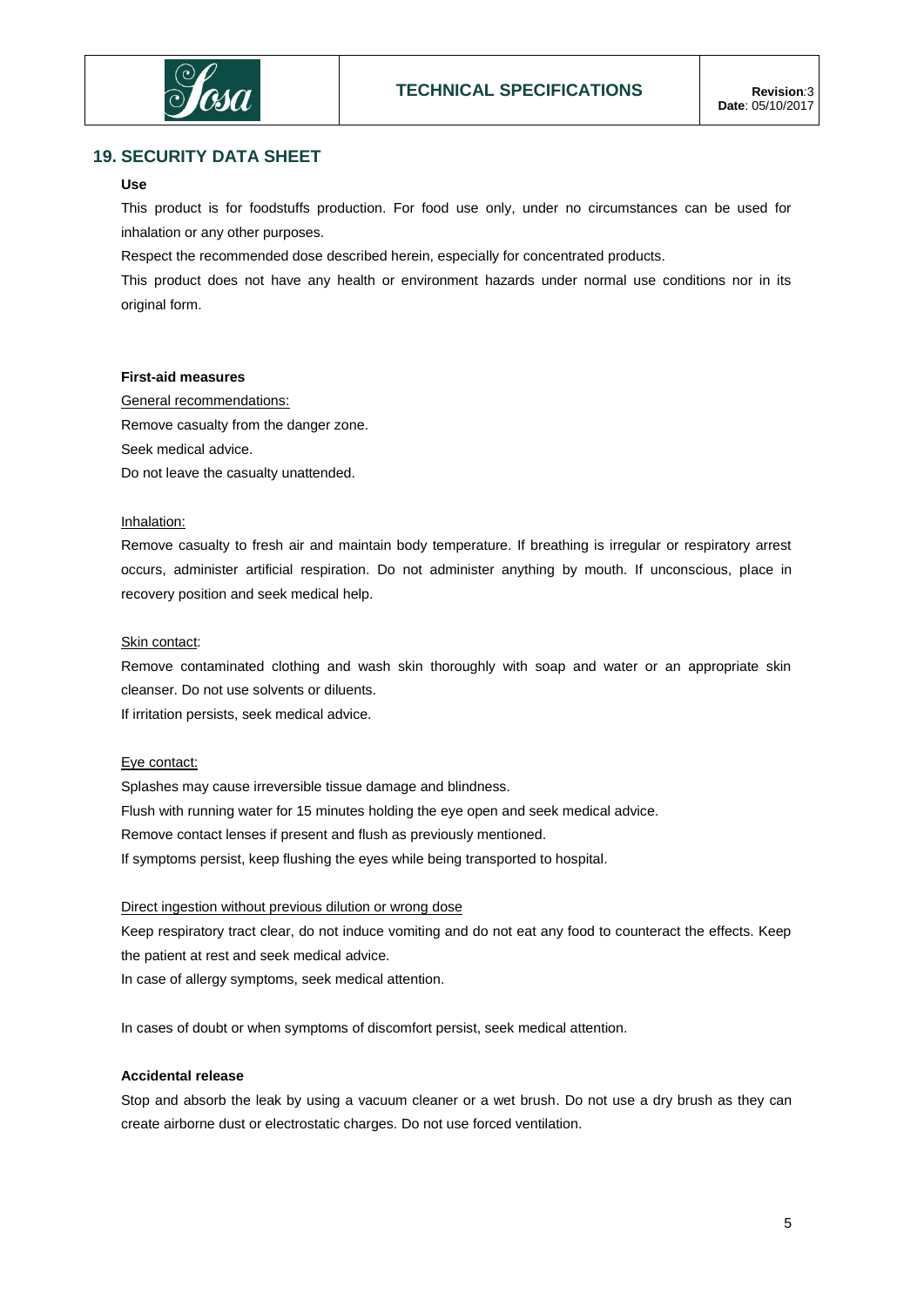## 19. SECURITY DATA SHEET

**Use**

This product is for foodstuffs production. For food use only, under no circumstances can be used for inhalation or any other purposes.

Respect the recommended dose described herein, especially for concentrated products.

This product does not have any health or environment hazards under normal use conditions nor in its original form.

**First-aid measures**

General recommendations:

Remove casualty from the danger zone.

Seek medical advice.

Do not leave the casualty unattended.

Inhalation:

Remove casualty to fresh air and maintain body temperature. If breathing is irregular or respiratory arrest occurs, administer artificial respiration. Do not administer anything by mouth. If unconscious, place in recovery position and seek medical help.

Skin contact:

Remove contaminated clothing and wash skin thoroughly with soap and water or an appropriate skin cleanser. Do not use solvents or diluents.

If irritation persists, seek medical advice.

Eye contact:

Splashes may cause irreversible tissue damage and blindness.

Flush with running water for 15 minutes holding the eye open and seek medical advice.

Remove contact lenses if present and flush as previously mentioned.

If symptoms persist, keep flushing the eyes while being transported to hospital.

Direct ingestion without previous dilution or wrong dose

Keep respiratory tract clear, do not induce vomiting and do not eat any food to counteract the effects. Keep the patient at rest and seek medical advice.

In case of allergy symptoms, seek medical attention.

In cases of doubt or when symptoms of discomfort persist, seek medical attention.

**Accidental release**

Stop and absorb the leak by using a vacuum cleaner or a wet brush. Do not use a dry brush as they can create airborne dust or electrostatic charges. Do not use forced ventilation.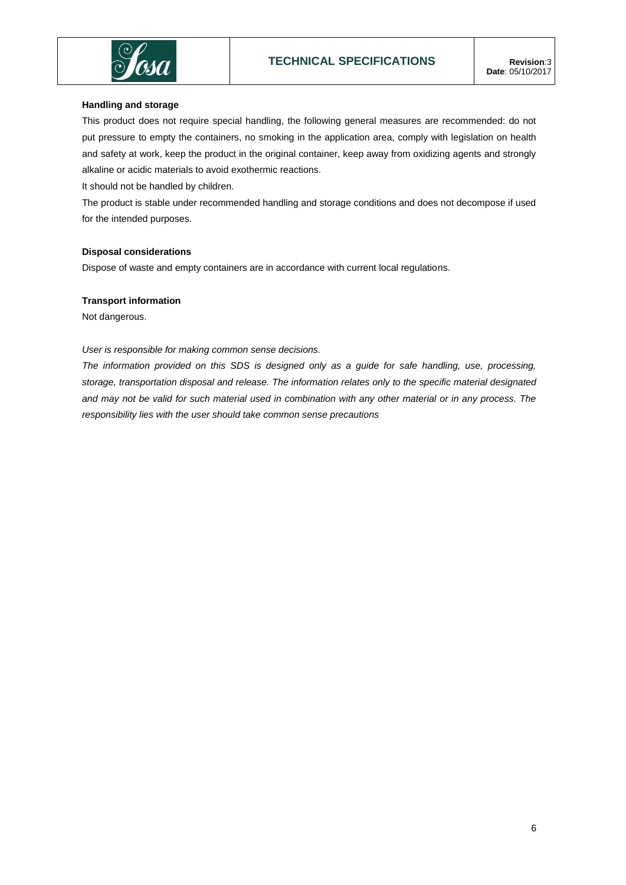**Handling and storage**

This product does not require special handling, the following general measures are recommended: do not put pressure to empty the containers, no smoking in the application area, comply with legislation on health and safety at work, keep the product in the original container, keep away from oxidizing agents and strongly alkaline or acidic materials to avoid exothermic reactions.

It should not be handled by children.

The product is stable under recommended handling and storage conditions and does not decompose if used for the intended purposes.

**Disposal considerations**

Dispose of waste and empty containers are in accordance with current local regulations.

**Transport information**

Not dangerous.

*User is responsible for making common sense decisions.*

*The information provided on this SDS is designed only as a guide for safe handling, use, processing, storage, transportation disposal and release. The information relates only to the specific material designated and may not be valid for such material used in combination with any other material or in any process. The responsibility lies with the user should take common sense precautions*